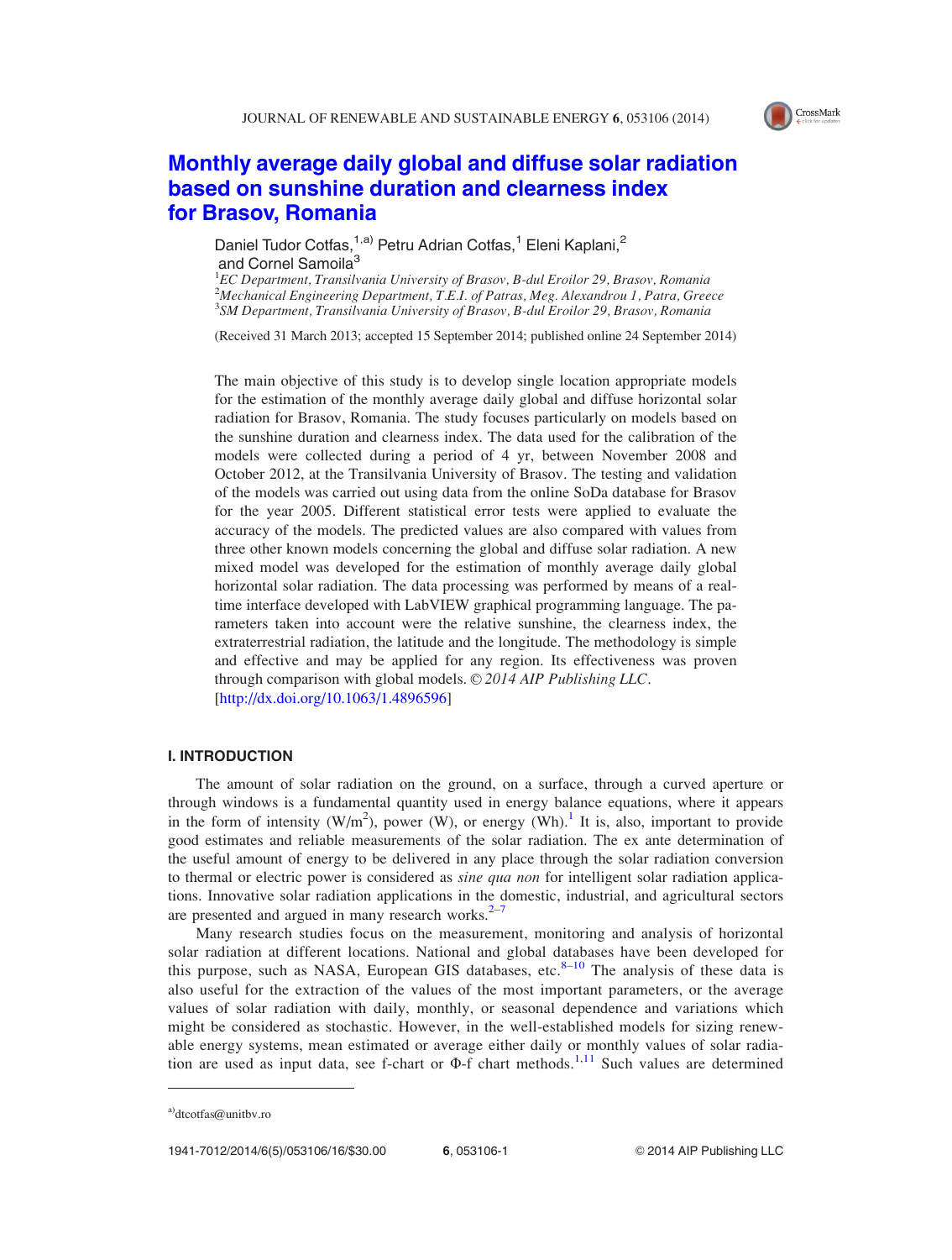# Monthly average daily global and diffuse solar radiation based on sunshine duration and clearness index for Brasov, Romania

Daniel Tudor Cotfas,[1,a)] Petru Adrian Cotfas,[1] Eleni Kaplani,[2] and Cornel Samoila[3]

[1]*EC Department, Transilvania University of Brasov, B-dul Eroilor 29, Brasov, Romania*
[2]*Mechanical Engineering Department, T.E.I. of Patras, Meg. Alexandrou 1, Patra, Greece*
[3]*SM Department, Transilvania University of Brasov, B-dul Eroilor 29, Brasov, Romania*

(Received 31 March 2013; accepted 15 September 2014; published online 24 September 2014)

The main objective of this study is to develop single location appropriate models for the estimation of the monthly average daily global and diffuse horizontal solar radiation for Brasov, Romania. The study focuses particularly on models based on the sunshine duration and clearness index. The data used for the calibration of the models were collected during a period of 4 yr, between November 2008 and October 2012, at the Transilvania University of Brasov. The testing and validation of the models was carried out using data from the online SoDa database for Brasov for the year 2005. Different statistical error tests were applied to evaluate the accuracy of the models. The predicted values are also compared with values from three other known models concerning the global and diffuse solar radiation. A new mixed model was developed for the estimation of monthly average daily global horizontal solar radiation. The data processing was performed by means of a real-time interface developed with LabVIEW graphical programming language. The parameters taken into account were the relative sunshine, the clearness index, the extraterrestrial radiation, the latitude and the longitude. The methodology is simple and effective and may be applied for any region. Its effectiveness was proven through comparison with global models. *© 2014 AIP Publishing LLC*. [http://dx.doi.org/10.1063/1.4896596]

## I. INTRODUCTION

The amount of solar radiation on the ground, on a surface, through a curved aperture or through windows is a fundamental quantity used in energy balance equations, where it appears in the form of intensity (W/m$^2$), power (W), or energy (Wh).[1] It is, also, important to provide good estimates and reliable measurements of the solar radiation. The ex ante determination of the useful amount of energy to be delivered in any place through the solar radiation conversion to thermal or electric power is considered as *sine qua non* for intelligent solar radiation applications. Innovative solar radiation applications in the domestic, industrial, and agricultural sectors are presented and argued in many research works.[2–7]

Many research studies focus on the measurement, monitoring and analysis of horizontal solar radiation at different locations. National and global databases have been developed for this purpose, such as NASA, European GIS databases, etc.[8–10] The analysis of these data is also useful for the extraction of the values of the most important parameters, or the average values of solar radiation with daily, monthly, or seasonal dependence and variations which might be considered as stochastic. However, in the well-established models for sizing renewable energy systems, mean estimated or average either daily or monthly values of solar radiation are used as input data, see f-chart or Φ-f chart methods.[1,11] Such values are determined

a)dtcotfas@unitbv.ro

1941-7012/2014/6(5)/053106/16/$30.00 © 2014 AIP Publishing LLC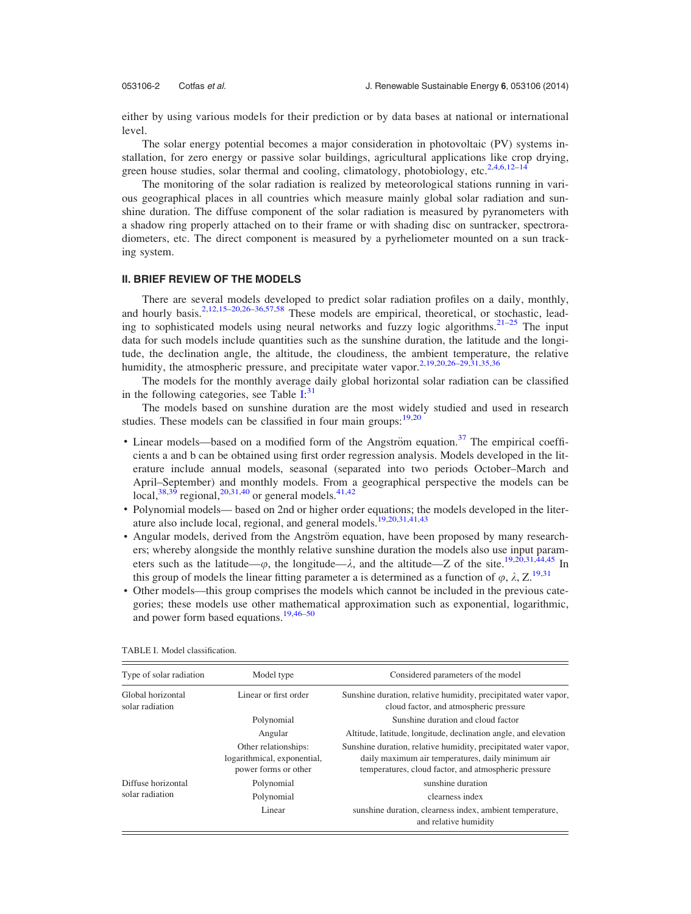either by using various models for their prediction or by data bases at national or international level.

The solar energy potential becomes a major consideration in photovoltaic (PV) systems installation, for zero energy or passive solar buildings, agricultural applications like crop drying, green house studies, solar thermal and cooling, climatology, photobiology, etc.[2,4,6,12–14]

The monitoring of the solar radiation is realized by meteorological stations running in various geographical places in all countries which measure mainly global solar radiation and sunshine duration. The diffuse component of the solar radiation is measured by pyranometers with a shadow ring properly attached on to their frame or with shading disc on suntracker, spectroradiometers, etc. The direct component is measured by a pyrheliometer mounted on a sun tracking system.

## II. BRIEF REVIEW OF THE MODELS

There are several models developed to predict solar radiation profiles on a daily, monthly, and hourly basis.[2,12,15–20,26–36,57,58] These models are empirical, theoretical, or stochastic, leading to sophisticated models using neural networks and fuzzy logic algorithms.[21–25] The input data for such models include quantities such as the sunshine duration, the latitude and the longitude, the declination angle, the altitude, the cloudiness, the ambient temperature, the relative humidity, the atmospheric pressure, and precipitate water vapor.[2,19,20,26–29,31,35,36]

The models for the monthly average daily global horizontal solar radiation can be classified in the following categories, see Table I:[31]

The models based on sunshine duration are the most widely studied and used in research studies. These models can be classified in four main groups:[19,20]

- Linear models—based on a modified form of the Angström equation.[37] The empirical coefficients a and b can be obtained using first order regression analysis. Models developed in the literature include annual models, seasonal (separated into two periods October–March and April–September) and monthly models. From a geographical perspective the models can be local,[38,39] regional,[20,31,40] or general models.[41,42]
- Polynomial models— based on 2nd or higher order equations; the models developed in the literature also include local, regional, and general models.[19,20,31,41,43]
- Angular models, derived from the Angström equation, have been proposed by many researchers; whereby alongside the monthly relative sunshine duration the models also use input parameters such as the latitude—$\varphi$, the longitude—$\lambda$, and the altitude—Z of the site.[19,20,31,44,45] In this group of models the linear fitting parameter a is determined as a function of $\varphi$, $\lambda$, Z.[19,31]
- Other models—this group comprises the models which cannot be included in the previous categories; these models use other mathematical approximation such as exponential, logarithmic, and power form based equations.[19,46–50]

TABLE I. Model classification.

| Type of solar radiation | Model type | Considered parameters of the model |
|---|---|---|
| Global horizontal solar radiation | Linear or first order | Sunshine duration, relative humidity, precipitated water vapor, cloud factor, and atmospheric pressure |
| | Polynomial | Sunshine duration and cloud factor |
| | Angular | Altitude, latitude, longitude, declination angle, and elevation |
| | Other relationships: logarithmical, exponential, power forms or other | Sunshine duration, relative humidity, precipitated water vapor, daily maximum air temperatures, daily minimum air temperatures, cloud factor, and atmospheric pressure |
| Diffuse horizontal solar radiation | Polynomial | sunshine duration |
| | Polynomial | clearness index |
| | Linear | sunshine duration, clearness index, ambient temperature, and relative humidity |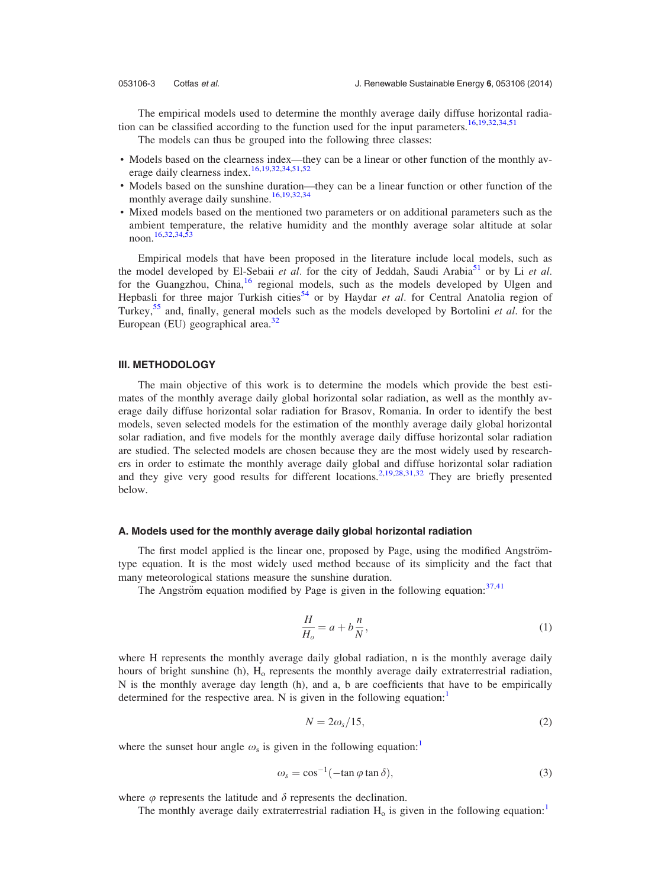The empirical models used to determine the monthly average daily diffuse horizontal radiation can be classified according to the function used for the input parameters.[16,19,32,34,51]

The models can thus be grouped into the following three classes:

- Models based on the clearness index—they can be a linear or other function of the monthly average daily clearness index.[16,19,32,34,51,52]
- Models based on the sunshine duration—they can be a linear function or other function of the monthly average daily sunshine.[16,19,32,34]
- Mixed models based on the mentioned two parameters or on additional parameters such as the ambient temperature, the relative humidity and the monthly average solar altitude at solar noon.[16,32,34,53]

Empirical models that have been proposed in the literature include local models, such as the model developed by El-Sebaii *et al.* for the city of Jeddah, Saudi Arabia[51] or by Li *et al.* for the Guangzhou, China,[16] regional models, such as the models developed by Ulgen and Hepbasli for three major Turkish cities[54] or by Haydar *et al.* for Central Anatolia region of Turkey,[55] and, finally, general models such as the models developed by Bortolini *et al*. for the European (EU) geographical area.[32]

## III. METHODOLOGY

The main objective of this work is to determine the models which provide the best estimates of the monthly average daily global horizontal solar radiation, as well as the monthly average daily diffuse horizontal solar radiation for Brasov, Romania. In order to identify the best models, seven selected models for the estimation of the monthly average daily global horizontal solar radiation, and five models for the monthly average daily diffuse horizontal solar radiation are studied. The selected models are chosen because they are the most widely used by researchers in order to estimate the monthly average daily global and diffuse horizontal solar radiation and they give very good results for different locations.[2,19,28,31,32] They are briefly presented below.

### A. Models used for the monthly average daily global horizontal radiation

The first model applied is the linear one, proposed by Page, using the modified Angström-type equation. It is the most widely used method because of its simplicity and the fact that many meteorological stations measure the sunshine duration.

The Angström equation modified by Page is given in the following equation:[37,41]

$$\frac{H}{H_o} = a + b\frac{n}{N}, \tag{1}$$

where H represents the monthly average daily global radiation, n is the monthly average daily hours of bright sunshine (h), $H_o$ represents the monthly average daily extraterrestrial radiation, N is the monthly average day length (h), and a, b are coefficients that have to be empirically determined for the respective area. N is given in the following equation:[1]

$$N = 2\omega_s/15, \tag{2}$$

where the sunset hour angle $\omega_s$ is given in the following equation:[1]

$$\omega_s = \cos^{-1}(-\tan\varphi\tan\delta), \tag{3}$$

where $\varphi$ represents the latitude and $\delta$ represents the declination.

The monthly average daily extraterrestrial radiation $H_o$ is given in the following equation:[1]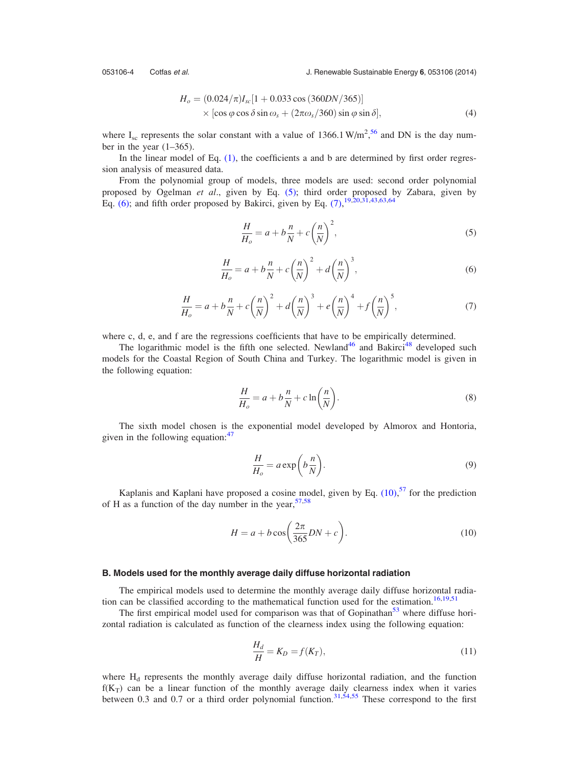$$H_o = (0.024/\pi) I_{sc}[1 + 0.033\cos(360DN/365)] \times [\cos\varphi\cos\delta\sin\omega_s + (2\pi\omega_s/360)\sin\varphi\sin\delta], \tag{4}$$

where $I_{sc}$ represents the solar constant with a value of 1366.1 $W/m^2$,[56] and DN is the day number in the year (1–365).

In the linear model of Eq. (1), the coefficients a and b are determined by first order regression analysis of measured data.

From the polynomial group of models, three models are used: second order polynomial proposed by Ogelman *et al.*, given by Eq. (5); third order proposed by Zabara, given by Eq. (6); and fifth order proposed by Bakirci, given by Eq. (7),[19,20,31,43,63,64]

$$\frac{H}{H_o} = a + b\frac{n}{N} + c\left(\frac{n}{N}\right)^2, \tag{5}$$

$$\frac{H}{H_o} = a + b\frac{n}{N} + c\left(\frac{n}{N}\right)^2 + d\left(\frac{n}{N}\right)^3, \tag{6}$$

$$\frac{H}{H_o} = a + b\frac{n}{N} + c\left(\frac{n}{N}\right)^2 + d\left(\frac{n}{N}\right)^3 + e\left(\frac{n}{N}\right)^4 + f\left(\frac{n}{N}\right)^5, \tag{7}$$

where c, d, e, and f are the regressions coefficients that have to be empirically determined.

The logarithmic model is the fifth one selected. Newland[46] and Bakirci[48] developed such models for the Coastal Region of South China and Turkey. The logarithmic model is given in the following equation:

$$\frac{H}{H_o} = a + b\frac{n}{N} + c\ln\left(\frac{n}{N}\right). \tag{8}$$

The sixth model chosen is the exponential model developed by Almorox and Hontoria, given in the following equation:[47]

$$\frac{H}{H_o} = a\exp\left(b\frac{n}{N}\right). \tag{9}$$

Kaplanis and Kaplani have proposed a cosine model, given by Eq. (10),[57] for the prediction of H as a function of the day number in the year,[57,58]

$$H = a + b\cos\left(\frac{2\pi}{365}DN + c\right). \tag{10}$$

### B. Models used for the monthly average daily diffuse horizontal radiation

The empirical models used to determine the monthly average daily diffuse horizontal radiation can be classified according to the mathematical function used for the estimation.[16,19,51]

The first empirical model used for comparison was that of Gopinathan[53] where diffuse horizontal radiation is calculated as function of the clearness index using the following equation:

$$\frac{H_d}{H} = K_D = f(K_T), \tag{11}$$

where $H_d$ represents the monthly average daily diffuse horizontal radiation, and the function $f(K_T)$ can be a linear function of the monthly average daily clearness index when it varies between 0.3 and 0.7 or a third order polynomial function.[31,54,55] These correspond to the first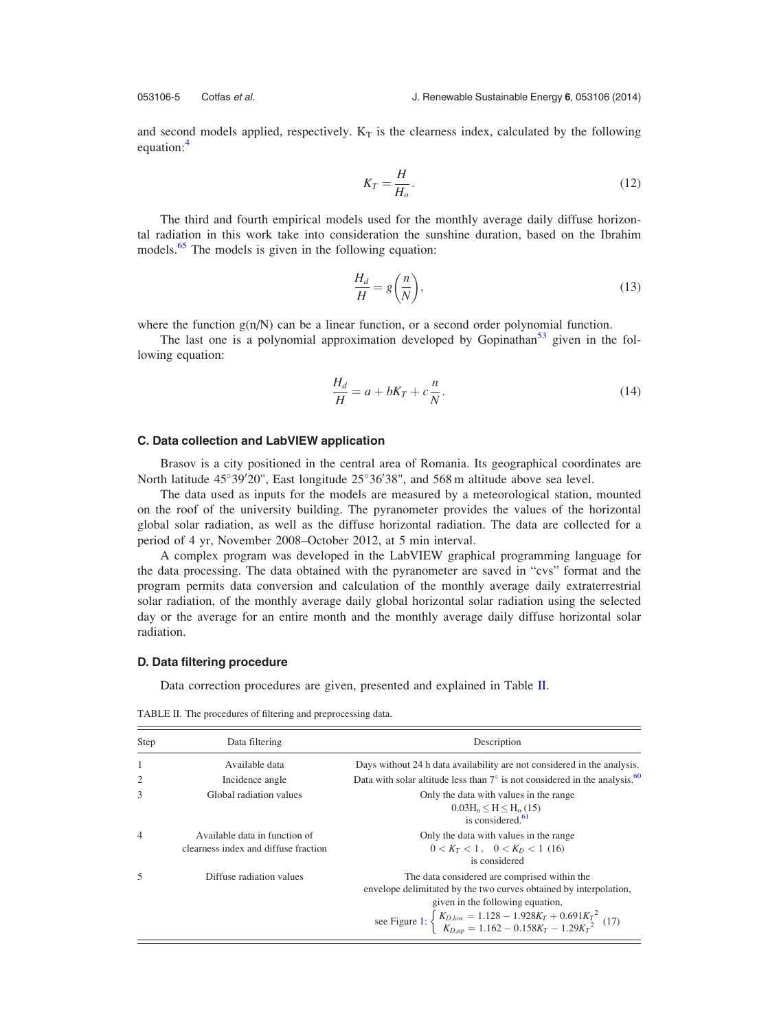and second models applied, respectively. $K_T$ is the clearness index, calculated by the following equation:[4]

$$K_T = \frac{H}{H_o}. \tag{12}$$

The third and fourth empirical models used for the monthly average daily diffuse horizontal radiation in this work take into consideration the sunshine duration, based on the Ibrahim models.[65] The models is given in the following equation:

$$\frac{H_d}{H} = g\left(\frac{n}{N}\right), \tag{13}$$

where the function g(n/N) can be a linear function, or a second order polynomial function.

The last one is a polynomial approximation developed by Gopinathan[53] given in the following equation:

$$\frac{H_d}{H} = a + bK_T + c\frac{n}{N}. \tag{14}$$

### C. Data collection and LabVIEW application

Brasov is a city positioned in the central area of Romania. Its geographical coordinates are North latitude 45°39′20″, East longitude 25°36′38″, and 568 m altitude above sea level.

The data used as inputs for the models are measured by a meteorological station, mounted on the roof of the university building. The pyranometer provides the values of the horizontal global solar radiation, as well as the diffuse horizontal radiation. The data are collected for a period of 4 yr, November 2008–October 2012, at 5 min interval.

A complex program was developed in the LabVIEW graphical programming language for the data processing. The data obtained with the pyranometer are saved in "cvs" format and the program permits data conversion and calculation of the monthly average daily extraterrestrial solar radiation, of the monthly average daily global horizontal solar radiation using the selected day or the average for an entire month and the monthly average daily diffuse horizontal solar radiation.

### D. Data filtering procedure

Data correction procedures are given, presented and explained in Table II.

TABLE II. The procedures of filtering and preprocessing data.

| Step | Data filtering | Description |
|---|---|---|
| 1 | Available data | Days without 24 h data availability are not considered in the analysis. |
| 2 | Incidence angle | Data with solar altitude less than 7° is not considered in the analysis.[60] |
| 3 | Global radiation values | Only the data with values in the range $0.03H_o \leq H \leq H_o$ (15) is considered.[61] |
| 4 | Available data in function of clearness index and diffuse fraction | Only the data with values in the range $0 < K_T < 1, \quad 0 < K_D < 1$ (16) is considered |
| 5 | Diffuse radiation values | The data considered are comprised within the envelope delimitated by the two curves obtained by interpolation, given in the following equation, see Figure 1: $\begin{cases} K_{D,low} = 1.128 - 1.928K_T + 0.691{K_T}^2 \\ K_{D,up} = 1.162 - 0.158K_T - 1.29{K_T}^2 \end{cases}$ (17) |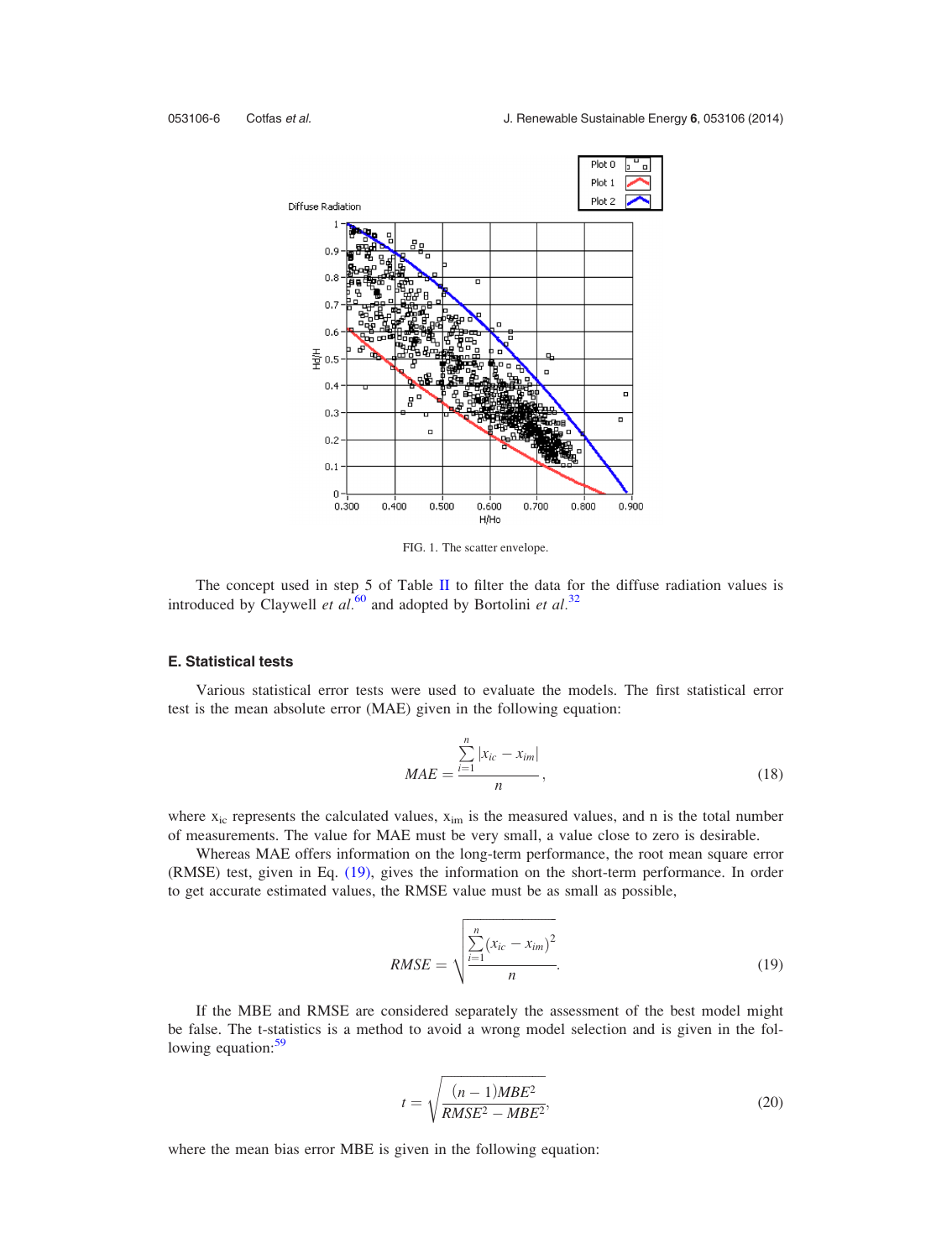FIG. 1. The scatter envelope.

The concept used in step 5 of Table II to filter the data for the diffuse radiation values is introduced by Claywell *et al.*[60] and adopted by Bortolini *et al.*[32]

### E. Statistical tests

Various statistical error tests were used to evaluate the models. The first statistical error test is the mean absolute error (MAE) given in the following equation:

$$MAE = \frac{\sum_{i=1}^{n} |x_{ic} - x_{im}|}{n}, \tag{18}$$

where $x_{ic}$ represents the calculated values, $x_{im}$ is the measured values, and n is the total number of measurements. The value for MAE must be very small, a value close to zero is desirable.

Whereas MAE offers information on the long-term performance, the root mean square error (RMSE) test, given in Eq. (19), gives the information on the short-term performance. In order to get accurate estimated values, the RMSE value must be as small as possible,

$$RMSE = \sqrt{\frac{\sum_{i=1}^{n} (x_{ic} - x_{im})^2}{n}}. \tag{19}$$

If the MBE and RMSE are considered separately the assessment of the best model might be false. The t-statistics is a method to avoid a wrong model selection and is given in the following equation:[59]

$$t = \sqrt{\frac{(n-1)MBE^2}{RMSE^2 - MBE^2}}, \tag{20}$$

where the mean bias error MBE is given in the following equation: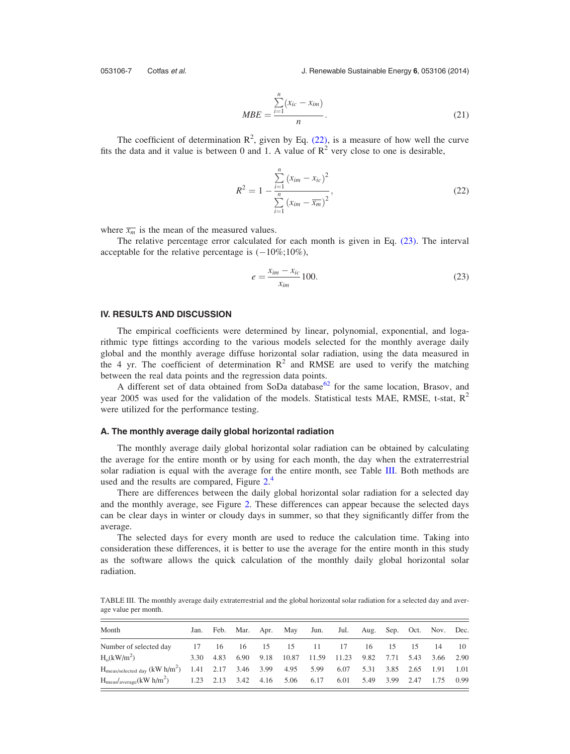$$MBE = \frac{\sum_{i=1}^{n} (x_{ic} - x_{im})}{n}. \tag{21}$$

The coefficient of determination $R^2$, given by Eq. (22), is a measure of how well the curve fits the data and it value is between 0 and 1. A value of $R^2$ very close to one is desirable,

$$R^2 = 1 - \frac{\sum_{i=1}^{n} (x_{im} - x_{ic})^2}{\sum_{i=1}^{n} (x_{im} - \overline{x_m})^2}, \tag{22}$$

where $\overline{x_m}$ is the mean of the measured values.

The relative percentage error calculated for each month is given in Eq. (23). The interval acceptable for the relative percentage is (−10%;10%),

$$e = \frac{x_{im} - x_{ic}}{x_{im}} 100. \tag{23}$$

## IV. RESULTS AND DISCUSSION

The empirical coefficients were determined by linear, polynomial, exponential, and logarithmic type fittings according to the various models selected for the monthly average daily global and the monthly average diffuse horizontal solar radiation, using the data measured in the 4 yr. The coefficient of determination $R^2$ and RMSE are used to verify the matching between the real data points and the regression data points.

A different set of data obtained from SoDa database[62] for the same location, Brasov, and year 2005 was used for the validation of the models. Statistical tests MAE, RMSE, t-stat, $R^2$ were utilized for the performance testing.

### A. The monthly average daily global horizontal radiation

The monthly average daily global horizontal solar radiation can be obtained by calculating the average for the entire month or by using for each month, the day when the extraterrestrial solar radiation is equal with the average for the entire month, see Table III. Both methods are used and the results are compared, Figure 2.[4]

There are differences between the daily global horizontal solar radiation for a selected day and the monthly average, see Figure 2. These differences can appear because the selected days can be clear days in winter or cloudy days in summer, so that they significantly differ from the average.

The selected days for every month are used to reduce the calculation time. Taking into consideration these differences, it is better to use the average for the entire month in this study as the software allows the quick calculation of the monthly daily global horizontal solar radiation.

TABLE III. The monthly average daily extraterrestrial and the global horizontal solar radiation for a selected day and average value per month.

| Month | Jan. | Feb. | Mar. | Apr. | May | Jun. | Jul. | Aug. | Sep. | Oct. | Nov. | Dec. |
|---|---|---|---|---|---|---|---|---|---|---|---|---|
| Number of selected day | 17 | 16 | 16 | 15 | 15 | 11 | 17 | 16 | 15 | 15 | 14 | 10 |
| $H_o$(kW/m$^2$) | 3.30 | 4.83 | 6.90 | 9.18 | 10.87 | 11.59 | 11.23 | 9.82 | 7.71 | 5.43 | 3.66 | 2.90 |
| $H_{meas/selected\ day}$ (kW h/m$^2$) | 1.41 | 2.17 | 3.46 | 3.99 | 4.95 | 5.99 | 6.07 | 5.31 | 3.85 | 2.65 | 1.91 | 1.01 |
| $H_{meas/average}$(kW h/m$^2$) | 1.23 | 2.13 | 3.42 | 4.16 | 5.06 | 6.17 | 6.01 | 5.49 | 3.99 | 2.47 | 1.75 | 0.99 |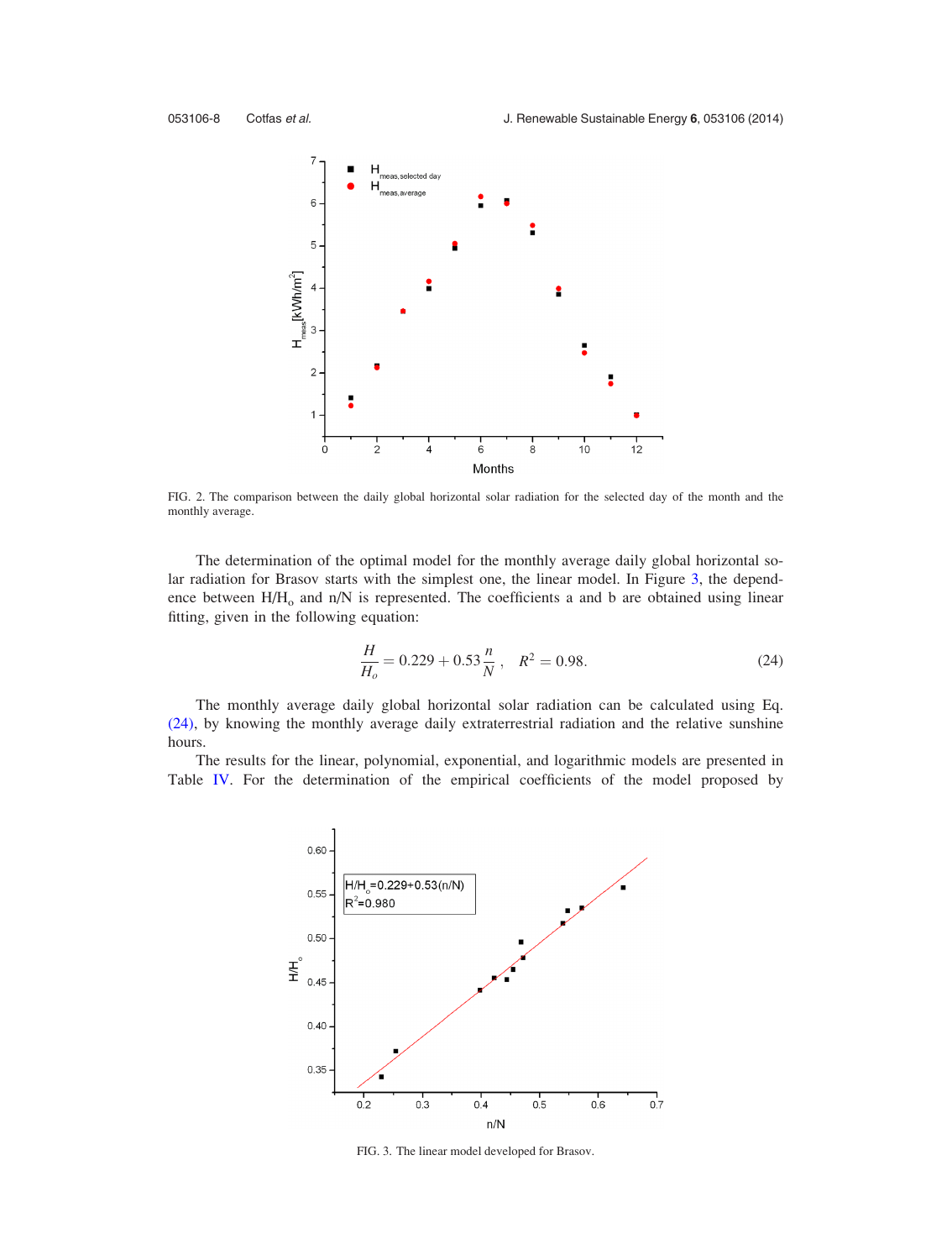FIG. 2. The comparison between the daily global horizontal solar radiation for the selected day of the month and the monthly average.

The determination of the optimal model for the monthly average daily global horizontal solar radiation for Brasov starts with the simplest one, the linear model. In Figure 3, the dependence between $H/H_o$ and $n/N$ is represented. The coefficients a and b are obtained using linear fitting, given in the following equation:

$$\frac{H}{H_o} = 0.229 + 0.53\frac{n}{N}, \quad R^2 = 0.98. \tag{24}$$

The monthly average daily global horizontal solar radiation can be calculated using Eq. (24), by knowing the monthly average daily extraterrestrial radiation and the relative sunshine hours.

The results for the linear, polynomial, exponential, and logarithmic models are presented in Table IV. For the determination of the empirical coefficients of the model proposed by

FIG. 3. The linear model developed for Brasov.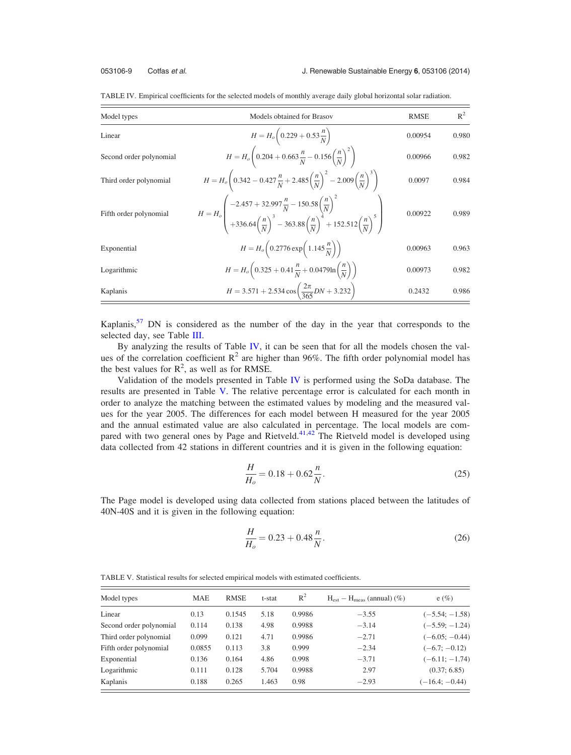TABLE IV. Empirical coefficients for the selected models of monthly average daily global horizontal solar radiation.

| Model types | Models obtained for Brasov | RMSE | $R^2$ |
|---|---|---|---|
| Linear | $H = H_o\left(0.229 + 0.53\dfrac{n}{N}\right)$ | 0.00954 | 0.980 |
| Second order polynomial | $H = H_o\left(0.204 + 0.663\dfrac{n}{N} - 0.156\left(\dfrac{n}{N}\right)^2\right)$ | 0.00966 | 0.982 |
| Third order polynomial | $H = H_o\left(0.342 - 0.427\dfrac{n}{N} + 2.485\left(\dfrac{n}{N}\right)^2 - 2.009\left(\dfrac{n}{N}\right)^3\right)$ | 0.0097 | 0.984 |
| Fifth order polynomial | $H = H_o\left(\begin{array}{l}-2.457 + 32.997\dfrac{n}{N} - 150.58\left(\dfrac{n}{N}\right)^2 \\ +336.64\left(\dfrac{n}{N}\right)^3 - 363.88\left(\dfrac{n}{N}\right)^4 + 152.512\left(\dfrac{n}{N}\right)^5\end{array}\right)$ | 0.00922 | 0.989 |
| Exponential | $H = H_o\left(0.2776\exp\left(1.145\dfrac{n}{N}\right)\right)$ | 0.00963 | 0.963 |
| Logarithmic | $H = H_o\left(0.325 + 0.41\dfrac{n}{N} + 0.0479\ln\left(\dfrac{n}{N}\right)\right)$ | 0.00973 | 0.982 |
| Kaplanis | $H = 3.571 + 2.534\cos\left(\dfrac{2\pi}{365}DN + 3.232\right)$ | 0.2432 | 0.986 |

Kaplanis,[57] DN is considered as the number of the day in the year that corresponds to the selected day, see Table III.

By analyzing the results of Table IV, it can be seen that for all the models chosen the values of the correlation coefficient $R^2$ are higher than 96%. The fifth order polynomial model has the best values for $R^2$, as well as for RMSE.

Validation of the models presented in Table IV is performed using the SoDa database. The results are presented in Table V. The relative percentage error is calculated for each month in order to analyze the matching between the estimated values by modeling and the measured values for the year 2005. The differences for each model between H measured for the year 2005 and the annual estimated value are also calculated in percentage. The local models are compared with two general ones by Page and Rietveld.[41,42] The Rietveld model is developed using data collected from 42 stations in different countries and it is given in the following equation:

$$\frac{H}{H_o} = 0.18 + 0.62\frac{n}{N}. \tag{25}$$

The Page model is developed using data collected from stations placed between the latitudes of 40N-40S and it is given in the following equation:

$$\frac{H}{H_o} = 0.23 + 0.48\frac{n}{N}. \tag{26}$$

TABLE V. Statistical results for selected empirical models with estimated coefficients.

| Model types | MAE | RMSE | t-stat | $R^2$ | $H_{est} - H_{meas}$ (annual) (%) | e (%) |
|---|---|---|---|---|---|---|
| Linear | 0.13 | 0.1545 | 5.18 | 0.9986 | −3.55 | (−5.54; −1.58) |
| Second order polynomial | 0.114 | 0.138 | 4.98 | 0.9988 | −3.14 | (−5.59; −1.24) |
| Third order polynomial | 0.099 | 0.121 | 4.71 | 0.9986 | −2.71 | (−6.05; −0.44) |
| Fifth order polynomial | 0.0855 | 0.113 | 3.8 | 0.999 | −2.34 | (−6.7; −0.12) |
| Exponential | 0.136 | 0.164 | 4.86 | 0.998 | −3.71 | (−6.11; −1.74) |
| Logarithmic | 0.111 | 0.128 | 5.704 | 0.9988 | 2.97 | (0.37; 6.85) |
| Kaplanis | 0.188 | 0.265 | 1.463 | 0.98 | −2.93 | (−16.4; −0.44) |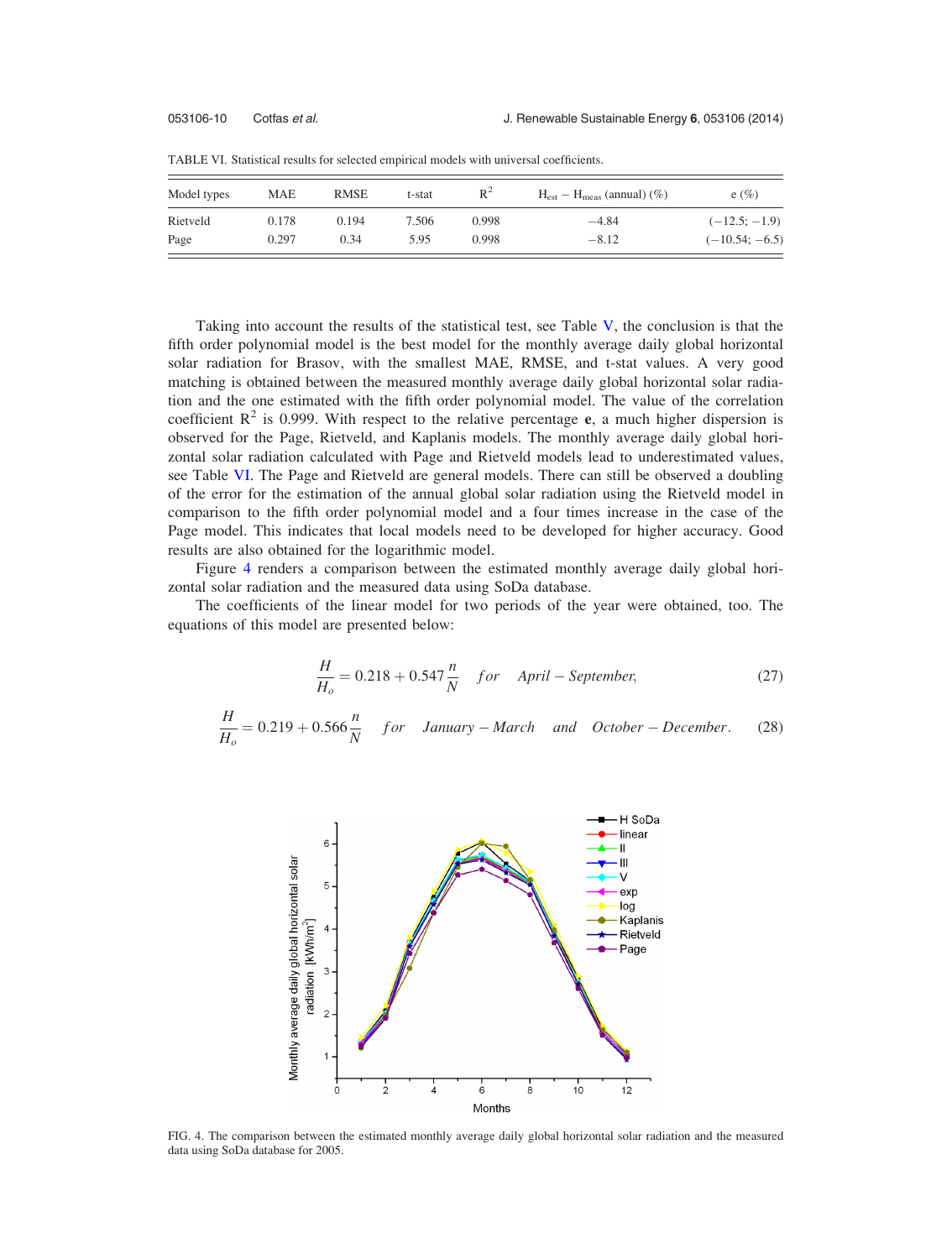TABLE VI. Statistical results for selected empirical models with universal coefficients.

| Model types | MAE | RMSE | t-stat | $R^2$ | $H_{est} - H_{meas}$ (annual) (%) | e (%) |
|---|---|---|---|---|---|---|
| Rietveld | 0.178 | 0.194 | 7.506 | 0.998 | −4.84 | (−12.5; −1.9) |
| Page | 0.297 | 0.34 | 5.95 | 0.998 | −8.12 | (−10.54; −6.5) |

Taking into account the results of the statistical test, see Table V, the conclusion is that the fifth order polynomial model is the best model for the monthly average daily global horizontal solar radiation for Brasov, with the smallest MAE, RMSE, and t-stat values. A very good matching is obtained between the measured monthly average daily global horizontal solar radiation and the one estimated with the fifth order polynomial model. The value of the correlation coefficient $R^2$ is 0.999. With respect to the relative percentage **e**, a much higher dispersion is observed for the Page, Rietveld, and Kaplanis models. The monthly average daily global horizontal solar radiation calculated with Page and Rietveld models lead to underestimated values, see Table VI. The Page and Rietveld are general models. There can still be observed a doubling of the error for the estimation of the annual global solar radiation using the Rietveld model in comparison to the fifth order polynomial model and a four times increase in the case of the Page model. This indicates that local models need to be developed for higher accuracy. Good results are also obtained for the logarithmic model.

Figure 4 renders a comparison between the estimated monthly average daily global horizontal solar radiation and the measured data using SoDa database.

The coefficients of the linear model for two periods of the year were obtained, too. The equations of this model are presented below:

$$\frac{H}{H_o} = 0.218 + 0.547\frac{n}{N} \quad for \quad April - September, \tag{27}$$

$$\frac{H}{H_o} = 0.219 + 0.566\frac{n}{N} \quad for \quad January - March \quad and \quad October - December. \tag{28}$$

FIG. 4. The comparison between the estimated monthly average daily global horizontal solar radiation and the measured data using SoDa database for 2005.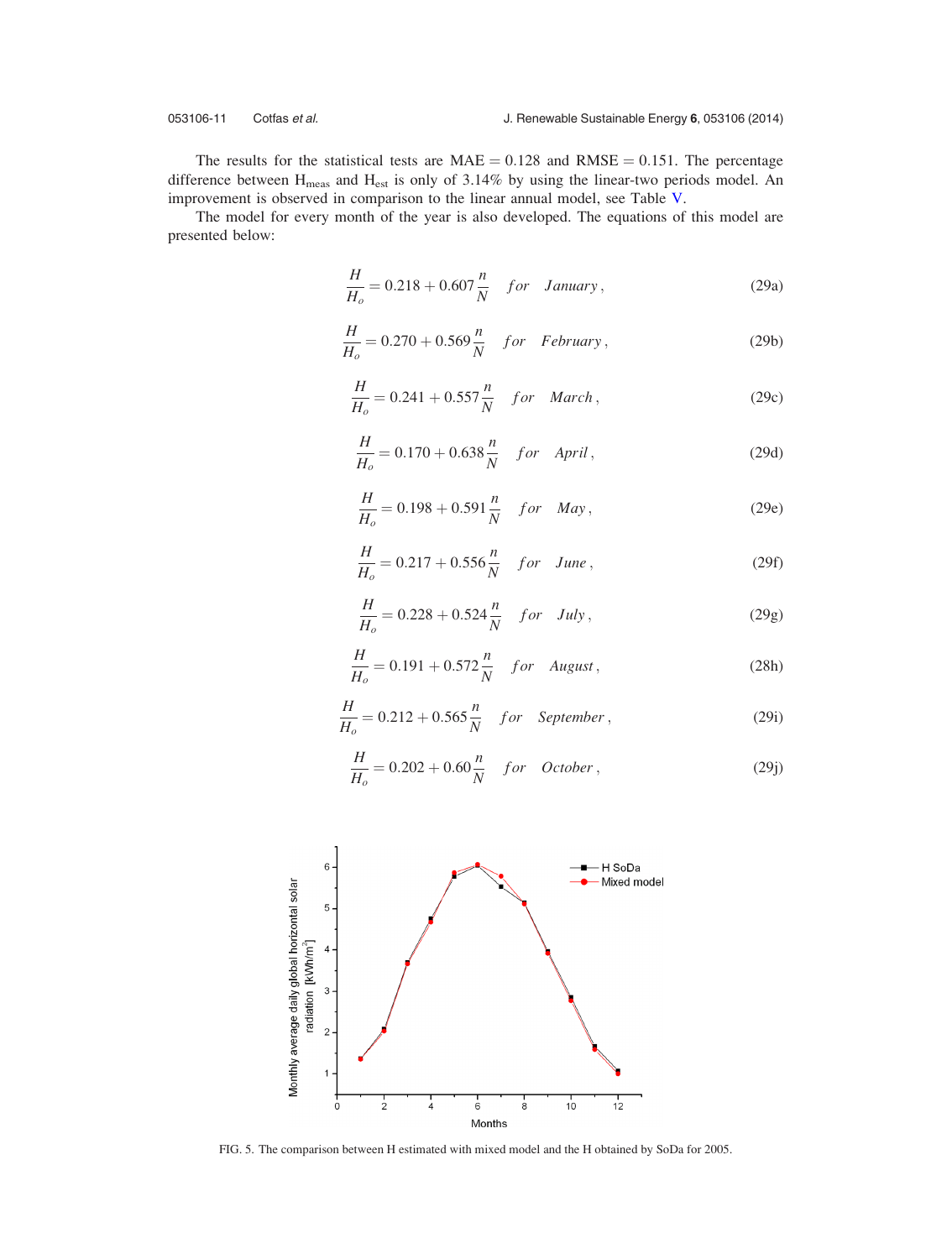The results for the statistical tests are MAE = 0.128 and RMSE = 0.151. The percentage difference between $H_{meas}$ and $H_{est}$ is only of 3.14% by using the linear-two periods model. An improvement is observed in comparison to the linear annual model, see Table V.

The model for every month of the year is also developed. The equations of this model are presented below:

$$\frac{H}{H_o} = 0.218 + 0.607\frac{n}{N} \quad for \quad January, \tag{29a}$$

$$\frac{H}{H_o} = 0.270 + 0.569\frac{n}{N} \quad for \quad February, \tag{29b}$$

$$\frac{H}{H_o} = 0.241 + 0.557\frac{n}{N} \quad for \quad March, \tag{29c}$$

$$\frac{H}{H_o} = 0.170 + 0.638\frac{n}{N} \quad for \quad April, \tag{29d}$$

$$\frac{H}{H_o} = 0.198 + 0.591\frac{n}{N} \quad for \quad May, \tag{29e}$$

$$\frac{H}{H_o} = 0.217 + 0.556\frac{n}{N} \quad for \quad June, \tag{29f}$$

$$\frac{H}{H_o} = 0.228 + 0.524\frac{n}{N} \quad for \quad July, \tag{29g}$$

$$\frac{H}{H_o} = 0.191 + 0.572\frac{n}{N} \quad for \quad August, \tag{28h}$$

$$\frac{H}{H_o} = 0.212 + 0.565\frac{n}{N} \quad for \quad September, \tag{29i}$$

$$\frac{H}{H_o} = 0.202 + 0.60\frac{n}{N} \quad for \quad October, \tag{29j}$$

FIG. 5. The comparison between H estimated with mixed model and the H obtained by SoDa for 2005.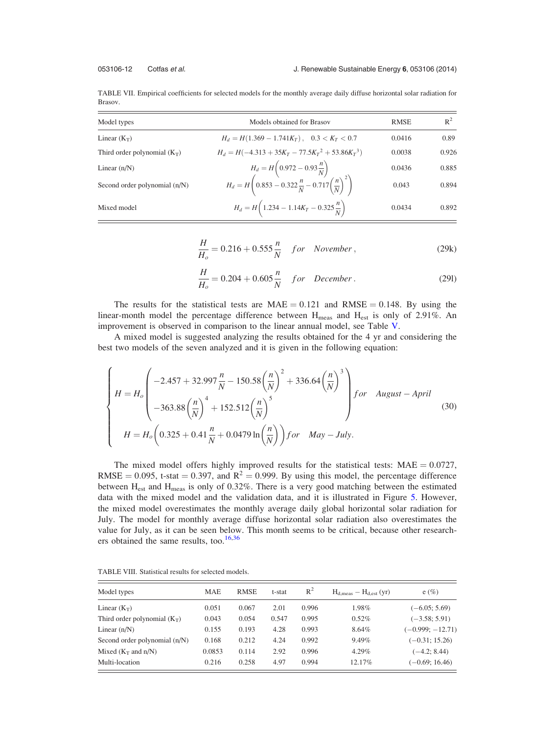TABLE VII. Empirical coefficients for selected models for the monthly average daily diffuse horizontal solar radiation for Brasov.

| Model types | Models obtained for Brasov | RMSE | $R^2$ |
|---|---|---|---|
| Linear ($K_T$) | $H_d = H(1.369 - 1.741K_T), \quad 0.3 < K_T < 0.7$ | 0.0416 | 0.89 |
| Third order polynomial ($K_T$) | $H_d = H(-4.313 + 35K_T - 77.5{K_T}^2 + 53.86{K_T}^3)$ | 0.0038 | 0.926 |
| Linear (n/N) | $H_d = H\left(0.972 - 0.93\frac{n}{N}\right)$ | 0.0436 | 0.885 |
| Second order polynomial (n/N) | $H_d = H\left(0.853 - 0.322\frac{n}{N} - 0.717\left(\frac{n}{N}\right)^2\right)$ | 0.043 | 0.894 |
| Mixed model | $H_d = H\left(1.234 - 1.14K_T - 0.325\frac{n}{N}\right)$ | 0.0434 | 0.892 |

$$\frac{H}{H_o} = 0.216 + 0.555\frac{n}{N} \quad for \quad November, \tag{29k}$$

$$\frac{H}{H_o} = 0.204 + 0.605\frac{n}{N} \quad for \quad December. \tag{29l}$$

The results for the statistical tests are MAE = 0.121 and RMSE = 0.148. By using the linear-month model the percentage difference between $H_{meas}$ and $H_{est}$ is only of 2.91%. An improvement is observed in comparison to the linear annual model, see Table V.

A mixed model is suggested analyzing the results obtained for the 4 yr and considering the best two models of the seven analyzed and it is given in the following equation:

$$\begin{cases} H = H_o\begin{pmatrix} -2.457 + 32.997\frac{n}{N} - 150.58\left(\frac{n}{N}\right)^2 + 336.64\left(\frac{n}{N}\right)^3 \\ -363.88\left(\frac{n}{N}\right)^4 + 152.512\left(\frac{n}{N}\right)^5 \end{pmatrix} for \quad August - April \\ H = H_o\left(0.325 + 0.41\frac{n}{N} + 0.0479\ln\left(\frac{n}{N}\right)\right) for \quad May - July. \end{cases} \tag{30}$$

The mixed model offers highly improved results for the statistical tests: MAE = 0.0727, RMSE = 0.095, t-stat = 0.397, and $R^2 = 0.999$. By using this model, the percentage difference between $H_{est}$ and $H_{meas}$ is only of 0.32%. There is a very good matching between the estimated data with the mixed model and the validation data, and it is illustrated in Figure 5. However, the mixed model overestimates the monthly average daily global horizontal solar radiation for July. The model for monthly average diffuse horizontal solar radiation also overestimates the value for July, as it can be seen below. This month seems to be critical, because other researchers obtained the same results, too.[16,36]

TABLE VIII. Statistical results for selected models.

| Model types | MAE | RMSE | t-stat | $R^2$ | $H_{d,meas} - H_{d,est}$ (yr) | e (%) |
|---|---|---|---|---|---|---|
| Linear ($K_T$) | 0.051 | 0.067 | 2.01 | 0.996 | 1.98% | (−6.05; 5.69) |
| Third order polynomial ($K_T$) | 0.043 | 0.054 | 0.547 | 0.995 | 0.52% | (−3.58; 5.91) |
| Linear (n/N) | 0.155 | 0.193 | 4.28 | 0.993 | 8.64% | (−0.999; −12.71) |
| Second order polynomial (n/N) | 0.168 | 0.212 | 4.24 | 0.992 | 9.49% | (−0.31; 15.26) |
| Mixed ($K_T$ and n/N) | 0.0853 | 0.114 | 2.92 | 0.996 | 4.29% | (−4.2; 8.44) |
| Multi-location | 0.216 | 0.258 | 4.97 | 0.994 | 12.17% | (−0.69; 16.46) |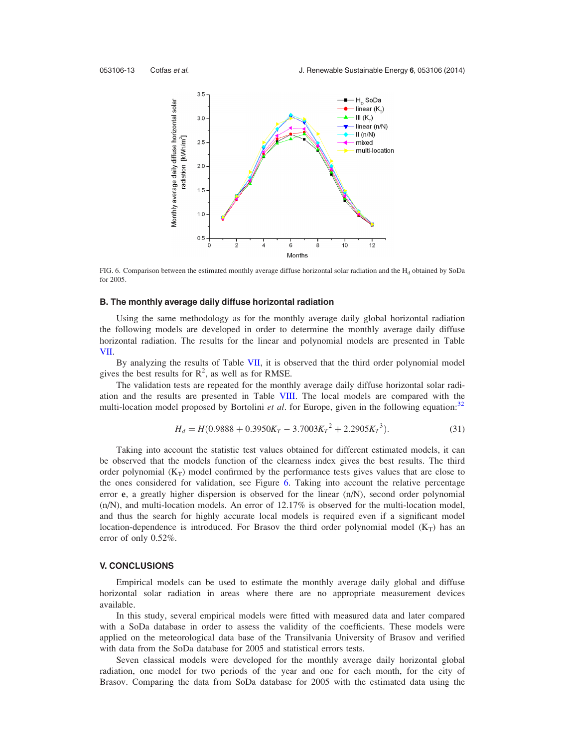FIG. 6. Comparison between the estimated monthly average diffuse horizontal solar radiation and the $H_d$ obtained by SoDa for 2005.

### B. The monthly average daily diffuse horizontal radiation

Using the same methodology as for the monthly average daily global horizontal radiation the following models are developed in order to determine the monthly average daily diffuse horizontal radiation. The results for the linear and polynomial models are presented in Table VII.

By analyzing the results of Table VII, it is observed that the third order polynomial model gives the best results for $R^2$, as well as for RMSE.

The validation tests are repeated for the monthly average daily diffuse horizontal solar radiation and the results are presented in Table VIII. The local models are compared with the multi-location model proposed by Bortolini *et al*. for Europe, given in the following equation:[32]

$$H_d = H(0.9888 + 0.3950K_T - 3.7003{K_T}^2 + 2.2905{K_T}^3). \tag{31}$$

Taking into account the statistic test values obtained for different estimated models, it can be observed that the models function of the clearness index gives the best results. The third order polynomial ($K_T$) model confirmed by the performance tests gives values that are close to the ones considered for validation, see Figure 6. Taking into account the relative percentage error **e**, a greatly higher dispersion is observed for the linear (n/N), second order polynomial (n/N), and multi-location models. An error of 12.17% is observed for the multi-location model, and thus the search for highly accurate local models is required even if a significant model location-dependence is introduced. For Brasov the third order polynomial model ($K_T$) has an error of only 0.52%.

## V. CONCLUSIONS

Empirical models can be used to estimate the monthly average daily global and diffuse horizontal solar radiation in areas where there are no appropriate measurement devices available.

In this study, several empirical models were fitted with measured data and later compared with a SoDa database in order to assess the validity of the coefficients. These models were applied on the meteorological data base of the Transilvania University of Brasov and verified with data from the SoDa database for 2005 and statistical errors tests.

Seven classical models were developed for the monthly average daily horizontal global radiation, one model for two periods of the year and one for each month, for the city of Brasov. Comparing the data from SoDa database for 2005 with the estimated data using the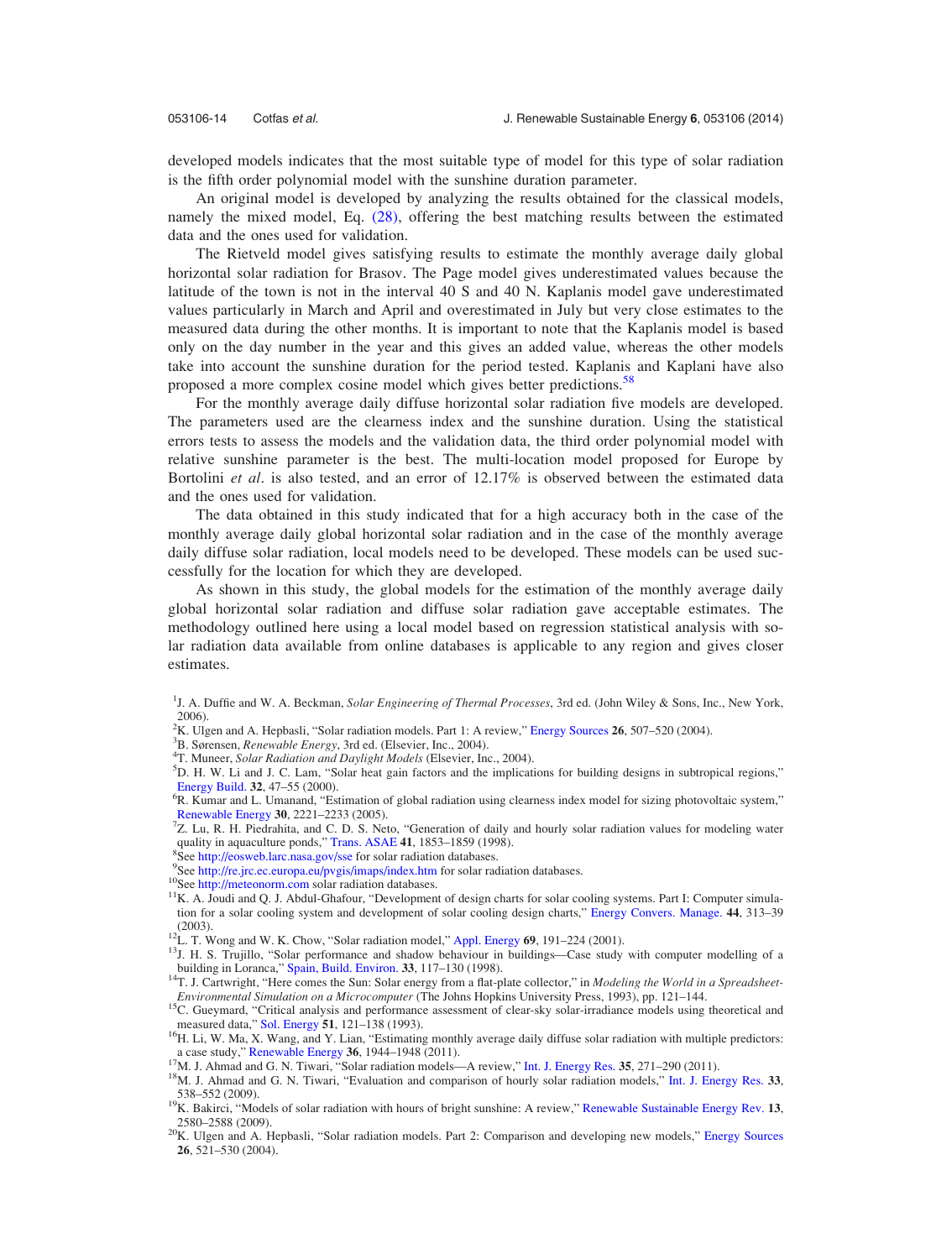developed models indicates that the most suitable type of model for this type of solar radiation is the fifth order polynomial model with the sunshine duration parameter.

An original model is developed by analyzing the results obtained for the classical models, namely the mixed model, Eq. (28), offering the best matching results between the estimated data and the ones used for validation.

The Rietveld model gives satisfying results to estimate the monthly average daily global horizontal solar radiation for Brasov. The Page model gives underestimated values because the latitude of the town is not in the interval 40 S and 40 N. Kaplanis model gave underestimated values particularly in March and April and overestimated in July but very close estimates to the measured data during the other months. It is important to note that the Kaplanis model is based only on the day number in the year and this gives an added value, whereas the other models take into account the sunshine duration for the period tested. Kaplanis and Kaplani have also proposed a more complex cosine model which gives better predictions.[58]

For the monthly average daily diffuse horizontal solar radiation five models are developed. The parameters used are the clearness index and the sunshine duration. Using the statistical errors tests to assess the models and the validation data, the third order polynomial model with relative sunshine parameter is the best. The multi-location model proposed for Europe by Bortolini *et al*. is also tested, and an error of 12.17% is observed between the estimated data and the ones used for validation.

The data obtained in this study indicated that for a high accuracy both in the case of the monthly average daily global horizontal solar radiation and in the case of the monthly average daily diffuse solar radiation, local models need to be developed. These models can be used successfully for the location for which they are developed.

As shown in this study, the global models for the estimation of the monthly average daily global horizontal solar radiation and diffuse solar radiation gave acceptable estimates. The methodology outlined here using a local model based on regression statistical analysis with solar radiation data available from online databases is applicable to any region and gives closer estimates.

[1]J. A. Duffie and W. A. Beckman, *Solar Engineering of Thermal Processes*, 3rd ed. (John Wiley & Sons, Inc., New York, 2006).
[2]K. Ulgen and A. Hepbasli, "Solar radiation models. Part 1: A review," Energy Sources **26**, 507–520 (2004).
[3]B. Sørensen, *Renewable Energy*, 3rd ed. (Elsevier, Inc., 2004).
[4]T. Muneer, *Solar Radiation and Daylight Models* (Elsevier, Inc., 2004).
[5]D. H. W. Li and J. C. Lam, "Solar heat gain factors and the implications for building designs in subtropical regions," Energy Build. **32**, 47–55 (2000).
[6]R. Kumar and L. Umanand, "Estimation of global radiation using clearness index model for sizing photovoltaic system," Renewable Energy **30**, 2221–2233 (2005).
[7]Z. Lu, R. H. Piedrahita, and C. D. S. Neto, "Generation of daily and hourly solar radiation values for modeling water quality in aquaculture ponds," Trans. ASAE **41**, 1853–1859 (1998).
[8]See http://eosweb.larc.nasa.gov/sse for solar radiation databases.
[9]See http://re.jrc.ec.europa.eu/pvgis/imaps/index.htm for solar radiation databases.
[10]See http://meteonorm.com solar radiation databases.
[11]K. A. Joudi and Q. J. Abdul-Ghafour, "Development of design charts for solar cooling systems. Part I: Computer simulation for a solar cooling system and development of solar cooling design charts," Energy Convers. Manage. **44**, 313–39 (2003).
[12]L. T. Wong and W. K. Chow, "Solar radiation model," Appl. Energy **69**, 191–224 (2001).
[13]J. H. S. Trujillo, "Solar performance and shadow behaviour in buildings—Case study with computer modelling of a building in Loranca," Spain, Build. Environ. **33**, 117–130 (1998).
[14]T. J. Cartwright, "Here comes the Sun: Solar energy from a flat-plate collector," in *Modeling the World in a Spreadsheet-Environmental Simulation on a Microcomputer* (The Johns Hopkins University Press, 1993), pp. 121–144.
[15]C. Gueymard, "Critical analysis and performance assessment of clear-sky solar-irradiance models using theoretical and measured data," Sol. Energy **51**, 121–138 (1993).
[16]H. Li, W. Ma, X. Wang, and Y. Lian, "Estimating monthly average daily diffuse solar radiation with multiple predictors: a case study," Renewable Energy **36**, 1944–1948 (2011).
[17]M. J. Ahmad and G. N. Tiwari, "Solar radiation models—A review," Int. J. Energy Res. **35**, 271–290 (2011).
[18]M. J. Ahmad and G. N. Tiwari, "Evaluation and comparison of hourly solar radiation models," Int. J. Energy Res. **33**, 538–552 (2009).
[19]K. Bakirci, "Models of solar radiation with hours of bright sunshine: A review," Renewable Sustainable Energy Rev. **13**, 2580–2588 (2009).
[20]K. Ulgen and A. Hepbasli, "Solar radiation models. Part 2: Comparison and developing new models," Energy Sources **26**, 521–530 (2004).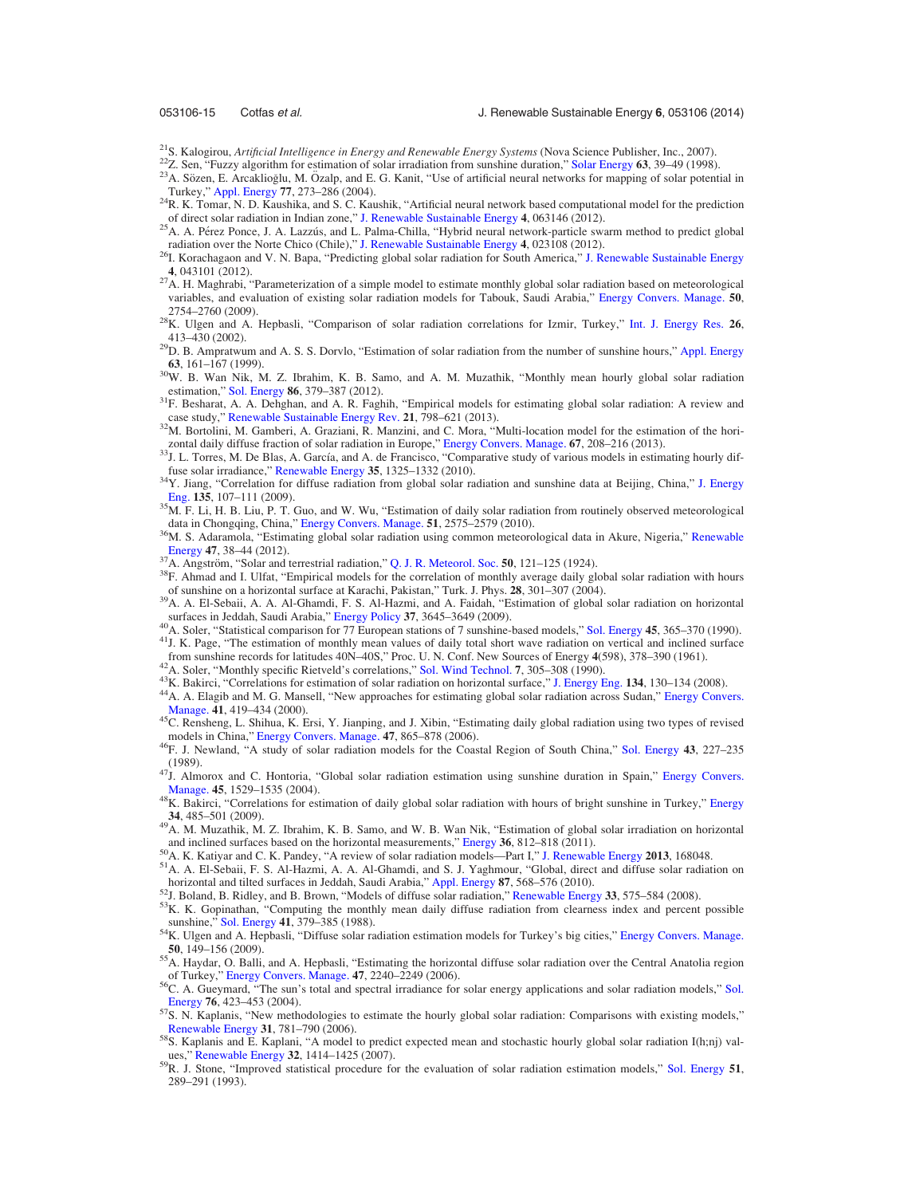[21]S. Kalogirou, *Artificial Intelligence in Energy and Renewable Energy Systems* (Nova Science Publisher, Inc., 2007).

[22]Z. Sen, "Fuzzy algorithm for estimation of solar irradiation from sunshine duration," Solar Energy **63**, 39–49 (1998).

[23]A. Sözen, E. Arcaklioğlu, M. Özalp, and E. G. Kanit, "Use of artificial neural networks for mapping of solar potential in Turkey," Appl. Energy **77**, 273–286 (2004).

[24]R. K. Tomar, N. D. Kaushika, and S. C. Kaushik, "Artificial neural network based computational model for the prediction of direct solar radiation in Indian zone," J. Renewable Sustainable Energy **4**, 063146 (2012).

[25]A. A. Pérez Ponce, J. A. Lazzús, and L. Palma-Chilla, "Hybrid neural network-particle swarm method to predict global radiation over the Norte Chico (Chile)," J. Renewable Sustainable Energy **4**, 023108 (2012).

[26]I. Korachagaon and V. N. Bapa, "Predicting global solar radiation for South America," J. Renewable Sustainable Energy **4**, 043101 (2012).

[27]A. H. Maghrabi, "Parameterization of a simple model to estimate monthly global solar radiation based on meteorological variables, and evaluation of existing solar radiation models for Tabouk, Saudi Arabia," Energy Convers. Manage. **50**, 2754–2760 (2009).

[28]K. Ulgen and A. Hepbasli, "Comparison of solar radiation correlations for Izmir, Turkey," Int. J. Energy Res. **26**, 413–430 (2002).

[29]D. B. Ampratwum and A. S. S. Dorvlo, "Estimation of solar radiation from the number of sunshine hours," Appl. Energy **63**, 161–167 (1999).

[30]W. B. Wan Nik, M. Z. Ibrahim, K. B. Samo, and A. M. Muzathik, "Monthly mean hourly global solar radiation estimation," Sol. Energy **86**, 379–387 (2012).

[31]F. Besharat, A. A. Dehghan, and A. R. Faghih, "Empirical models for estimating global solar radiation: A review and case study," Renewable Sustainable Energy Rev. **21**, 798–621 (2013).

[32]M. Bortolini, M. Gamberi, A. Graziani, R. Manzini, and C. Mora, "Multi-location model for the estimation of the horizontal daily diffuse fraction of solar radiation in Europe," Energy Convers. Manage. **67**, 208–216 (2013).

[33]J. L. Torres, M. De Blas, A. García, and A. de Francisco, "Comparative study of various models in estimating hourly diffuse solar irradiance," Renewable Energy **35**, 1325–1332 (2010).

[34]Y. Jiang, "Correlation for diffuse radiation from global solar radiation and sunshine data at Beijing, China," J. Energy Eng. **135**, 107–111 (2009).

[35]M. F. Li, H. B. Liu, P. T. Guo, and W. Wu, "Estimation of daily solar radiation from routinely observed meteorological data in Chongqing, China," Energy Convers. Manage. **51**, 2575–2579 (2010).

[36]M. S. Adaramola, "Estimating global solar radiation using common meteorological data in Akure, Nigeria," Renewable Energy **47**, 38–44 (2012).

[37]A. Angström, "Solar and terrestrial radiation," Q. J. R. Meteorol. Soc. **50**, 121–125 (1924).

[38]F. Ahmad and I. Ulfat, "Empirical models for the correlation of monthly average daily global solar radiation with hours of sunshine on a horizontal surface at Karachi, Pakistan," Turk. J. Phys. **28**, 301–307 (2004).

[39]A. A. El-Sebaii, A. A. Al-Ghamdi, F. S. Al-Hazmi, and A. Faidah, "Estimation of global solar radiation on horizontal surfaces in Jeddah, Saudi Arabia," Energy Policy **37**, 3645–3649 (2009).

[40]A. Soler, "Statistical comparison for 77 European stations of 7 sunshine-based models," Sol. Energy **45**, 365–370 (1990).

[41]J. K. Page, "The estimation of monthly mean values of daily total short wave radiation on vertical and inclined surface from sunshine records for latitudes 40N–40S," Proc. U. N. Conf. New Sources of Energy **4**(598), 378–390 (1961).

[42]A. Soler, "Monthly specific Rietveld's correlations," Sol. Wind Technol. **7**, 305–308 (1990).

[43]K. Bakirci, "Correlations for estimation of solar radiation on horizontal surface," J. Energy Eng. **134**, 130–134 (2008).

[44]A. A. Elagib and M. G. Mansell, "New approaches for estimating global solar radiation across Sudan," Energy Convers. Manage. **41**, 419–434 (2000).

[45]C. Rensheng, L. Shihua, K. Ersi, Y. Jianping, and J. Xibin, "Estimating daily global radiation using two types of revised models in China," Energy Convers. Manage. **47**, 865–878 (2006).

[46]F. J. Newland, "A study of solar radiation models for the Coastal Region of South China," Sol. Energy **43**, 227–235 (1989).

[47]J. Almorox and C. Hontoria, "Global solar radiation estimation using sunshine duration in Spain," Energy Convers. Manage. **45**, 1529–1535 (2004).

[48]K. Bakirci, "Correlations for estimation of daily global solar radiation with hours of bright sunshine in Turkey," Energy **34**, 485–501 (2009).

[49]A. M. Muzathik, M. Z. Ibrahim, K. B. Samo, and W. B. Wan Nik, "Estimation of global solar irradiation on horizontal and inclined surfaces based on the horizontal measurements," Energy **36**, 812–818 (2011).

[50]A. K. Katiyar and C. K. Pandey, "A review of solar radiation models—Part I," J. Renewable Energy **2013**, 168048.

[51]A. A. El-Sebaii, F. S. Al-Hazmi, A. A. Al-Ghamdi, and S. J. Yaghmour, "Global, direct and diffuse solar radiation on horizontal and tilted surfaces in Jeddah, Saudi Arabia," Appl. Energy **87**, 568–576 (2010).

[52]J. Boland, B. Ridley, and B. Brown, "Models of diffuse solar radiation," Renewable Energy **33**, 575–584 (2008).

[53]K. K. Gopinathan, "Computing the monthly mean daily diffuse radiation from clearness index and percent possible sunshine," Sol. Energy **41**, 379–385 (1988).

[54]K. Ulgen and A. Hepbasli, "Diffuse solar radiation estimation models for Turkey's big cities," Energy Convers. Manage. **50**, 149–156 (2009).

[55]A. Haydar, O. Balli, and A. Hepbasli, "Estimating the horizontal diffuse solar radiation over the Central Anatolia region of Turkey," Energy Convers. Manage. **47**, 2240–2249 (2006).

[56]C. A. Gueymard, "The sun's total and spectral irradiance for solar energy applications and solar radiation models," Sol. Energy **76**, 423–453 (2004).

[57]S. N. Kaplanis, "New methodologies to estimate the hourly global solar radiation: Comparisons with existing models," Renewable Energy **31**, 781–790 (2006).

[58]S. Kaplanis and E. Kaplani, "A model to predict expected mean and stochastic hourly global solar radiation I(h;nj) values," Renewable Energy **32**, 1414–1425 (2007).

[59]R. J. Stone, "Improved statistical procedure for the evaluation of solar radiation estimation models," Sol. Energy **51**, 289–291 (1993).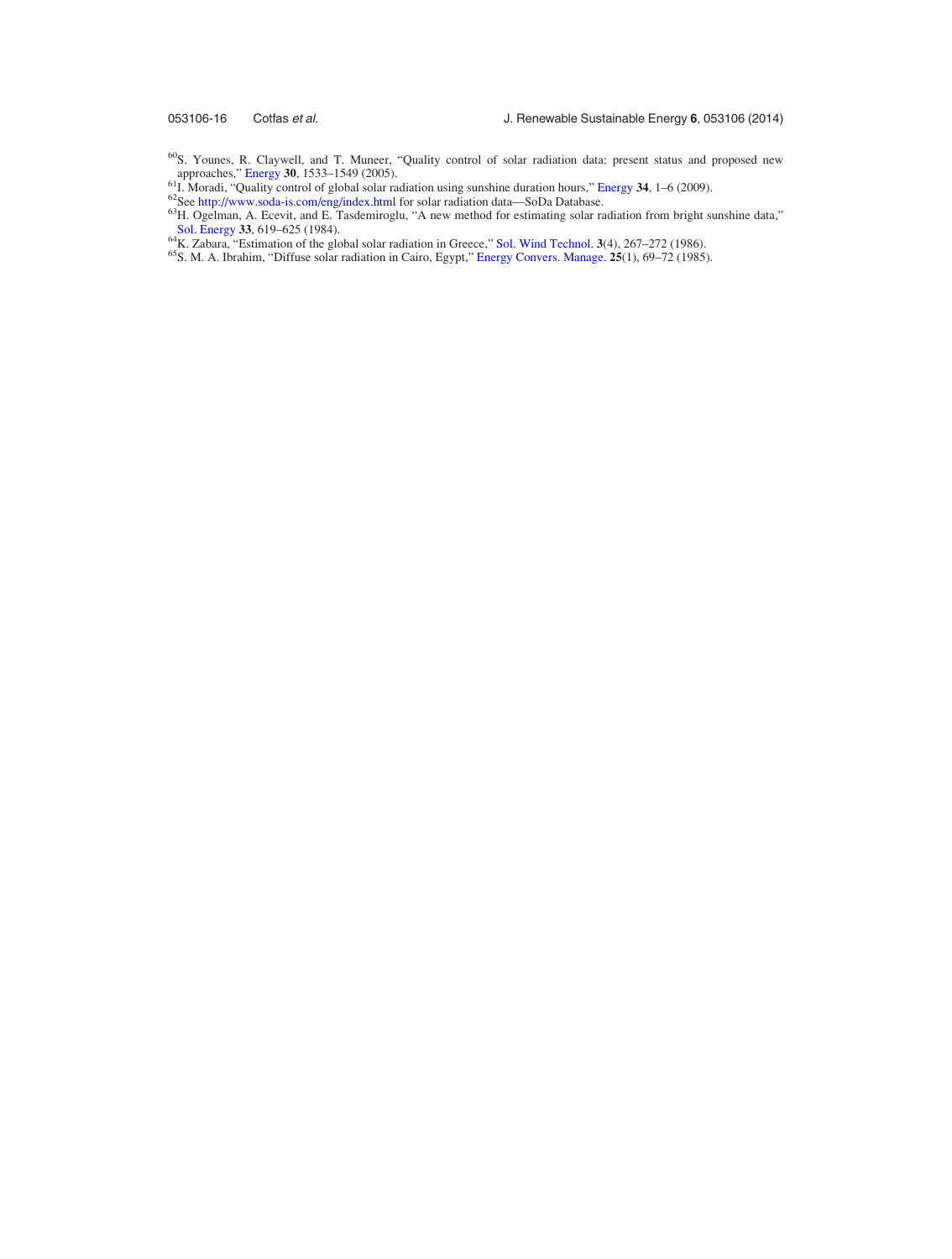[60]S. Younes, R. Claywell, and T. Muneer, "Quality control of solar radiation data: present status and proposed new approaches," Energy **30**, 1533–1549 (2005).

[61]I. Moradi, "Quality control of global solar radiation using sunshine duration hours," Energy **34**, 1–6 (2009).

[62]See http://www.soda-is.com/eng/index.html for solar radiation data—SoDa Database.

[63]H. Ogelman, A. Ecevit, and E. Tasdemiroglu, "A new method for estimating solar radiation from bright sunshine data," Sol. Energy **33**, 619–625 (1984).

[64]K. Zabara, "Estimation of the global solar radiation in Greece," Sol. Wind Technol. **3**(4), 267–272 (1986).

[65]S. M. A. Ibrahim, "Diffuse solar radiation in Cairo, Egypt," Energy Convers. Manage. **25**(1), 69–72 (1985).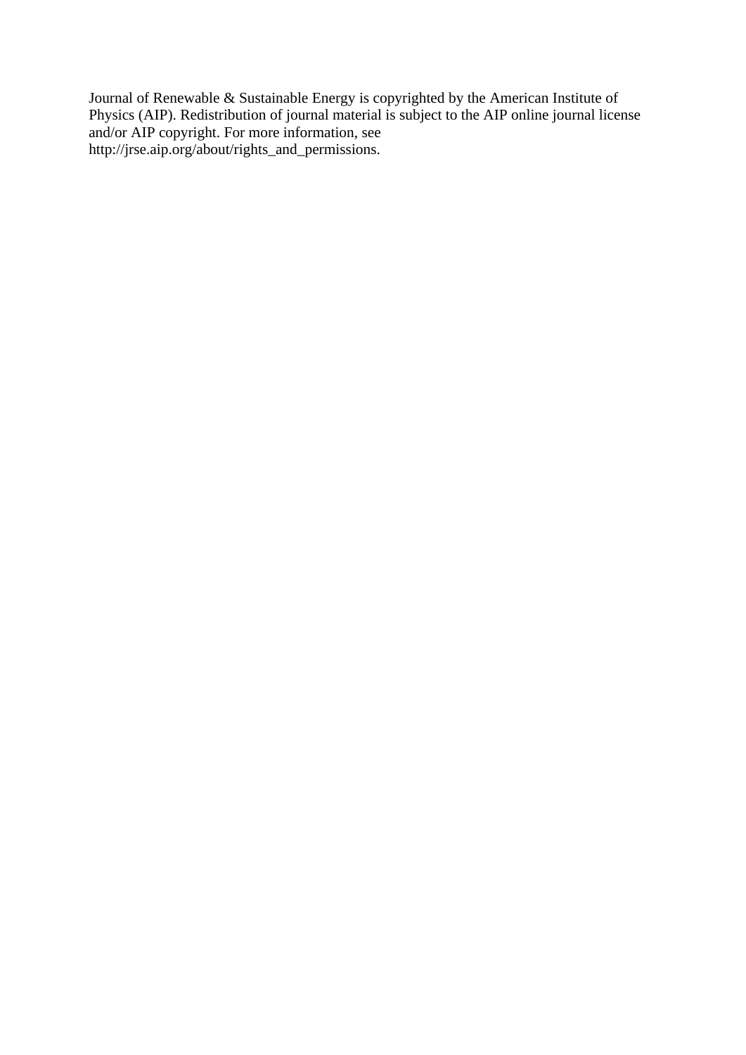Journal of Renewable & Sustainable Energy is copyrighted by the American Institute of Physics (AIP). Redistribution of journal material is subject to the AIP online journal license and/or AIP copyright. For more information, see http://jrse.aip.org/about/rights_and_permissions.